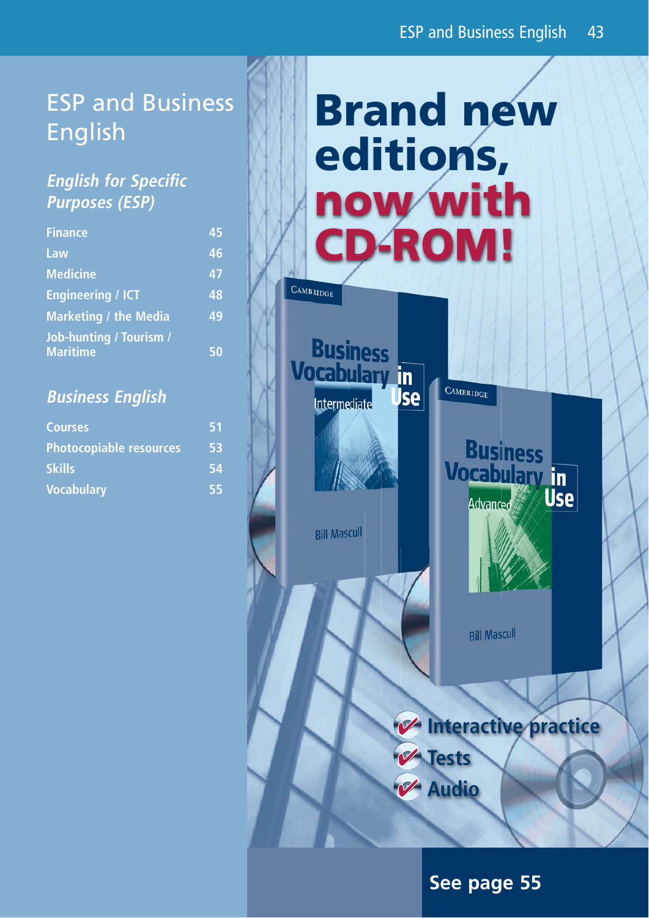# ESP and Business English

## *English for Specific Purposes (ESP)*

| | |
|---|---|
| Finance | 45 |
| Law | 46 |
| Medicine | 47 |
| Engineering / ICT | 48 |
| Marketing / the Media | 49 |
| Job-hunting / Tourism / Maritime | 50 |

## *Business English*

| | |
|---|---|
| Courses | 51 |
| Photocopiable resources | 53 |
| Skills | 54 |
| Vocabulary | 55 |

# Brand new editions, now with CD-ROM!

Cambridge
**Business Vocabulary in Use**
Intermediate
Bill Mascull

Cambridge
**Business Vocabulary in Use**
Advanced
Bill Mascull

- Interactive practice
- Tests
- Audio

**See page 55**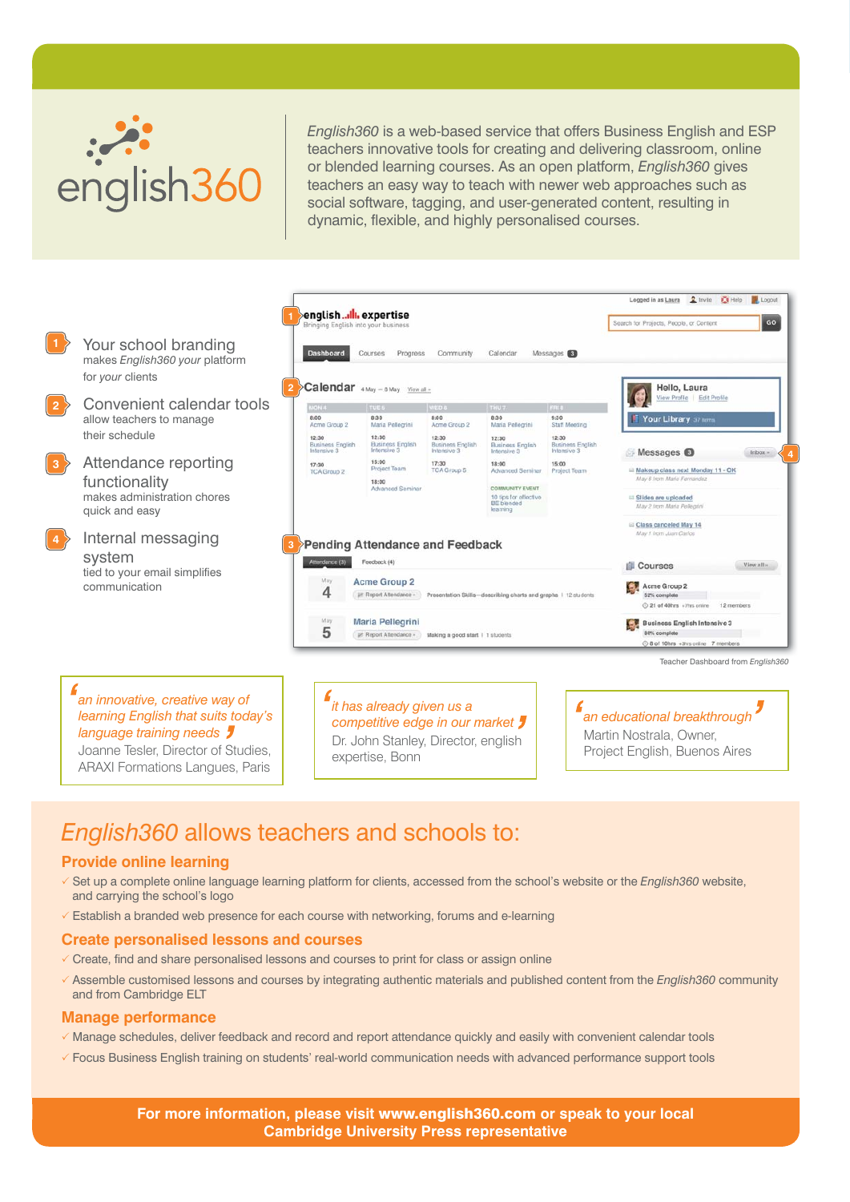english360

*English360* is a web-based service that offers Business English and ESP teachers innovative tools for creating and delivering classroom, online or blended learning courses. As an open platform, *English360* gives teachers an easy way to teach with newer web approaches such as social software, tagging, and user-generated content, resulting in dynamic, flexible, and highly personalised courses.

1. **Your school branding** makes *English360 your* platform for *your* clients
2. **Convenient calendar tools** allow teachers to manage their schedule
3. **Attendance reporting functionality** makes administration chores quick and easy
4. **Internal messaging system** tied to your email simplifies communication

Teacher Dashboard from *English360*

> *an innovative, creative way of learning English that suits today's language training needs*
>
> Joanne Tesler, Director of Studies, ARAXI Formations Langues, Paris

> *it has already given us a competitive edge in our market*
>
> Dr. John Stanley, Director, english expertise, Bonn

> *an educational breakthrough*
>
> Martin Nostrala, Owner, Project English, Buenos Aires

## *English360* allows teachers and schools to:

### Provide online learning

- Set up a complete online language learning platform for clients, accessed from the school's website or the *English360* website, and carrying the school's logo
- Establish a branded web presence for each course with networking, forums and e-learning

### Create personalised lessons and courses

- Create, find and share personalised lessons and courses to print for class or assign online
- Assemble customised lessons and courses by integrating authentic materials and published content from the *English360* community and from Cambridge ELT

### Manage performance

- Manage schedules, deliver feedback and record and report attendance quickly and easily with convenient calendar tools
- Focus Business English training on students' real-world communication needs with advanced performance support tools

**For more information, please visit www.english360.com or speak to your local Cambridge University Press representative**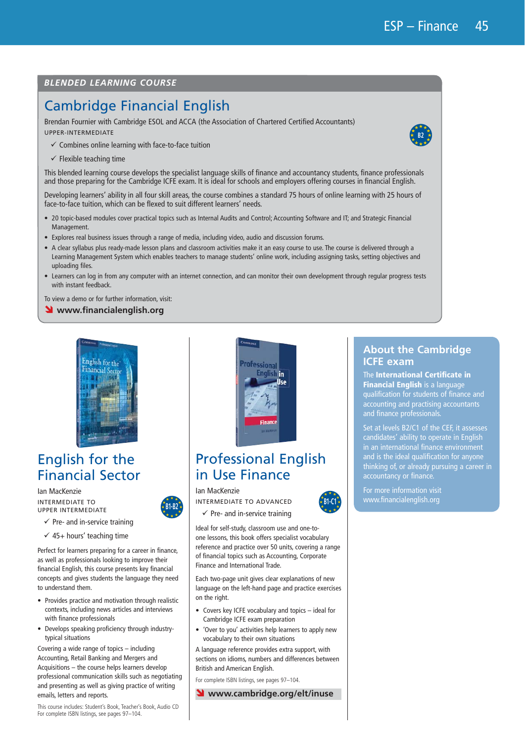*BLENDED LEARNING COURSE*

## Cambridge Financial English

Brendan Fournier with Cambridge ESOL and ACCA (the Association of Chartered Certified Accountants)

UPPER-INTERMEDIATE

B2

✓ Combines online learning with face-to-face tuition

✓ Flexible teaching time

This blended learning course develops the specialist language skills of finance and accountancy students, finance professionals and those preparing for the Cambridge ICFE exam. It is ideal for schools and employers offering courses in financial English.

Developing learners' ability in all four skill areas, the course combines a standard 75 hours of online learning with 25 hours of face-to-face tuition, which can be flexed to suit different learners' needs.

- 20 topic-based modules cover practical topics such as Internal Audits and Control; Accounting Software and IT; and Strategic Financial Management.
- Explores real business issues through a range of media, including video, audio and discussion forums.
- A clear syllabus plus ready-made lesson plans and classroom activities make it an easy course to use. The course is delivered through a Learning Management System which enables teachers to manage students' online work, including assigning tasks, setting objectives and uploading files.
- Learners can log in from any computer with an internet connection, and can monitor their own development through regular progress tests with instant feedback.

To view a demo or for further information, visit:

**www.financialenglish.org**

## English for the Financial Sector

Ian MacKenzie

INTERMEDIATE TO UPPER INTERMEDIATE

B1-B2

✓ Pre- and in-service training

✓ 45+ hours' teaching time

Perfect for learners preparing for a career in finance, as well as professionals looking to improve their financial English, this course presents key financial concepts and gives students the language they need to understand them.

- Provides practice and motivation through realistic contexts, including news articles and interviews with finance professionals
- Develops speaking proficiency through industry-typical situations

Covering a wide range of topics – including Accounting, Retail Banking and Mergers and Acquisitions – the course helps learners develop professional communication skills such as negotiating and presenting as well as giving practice of writing emails, letters and reports.

This course includes: Student's Book, Teacher's Book, Audio CD
For complete ISBN listings, see pages 97–104.

## Professional English in Use Finance

Ian MacKenzie

INTERMEDIATE TO ADVANCED

B1-C1

✓ Pre- and in-service training

Ideal for self-study, classroom use and one-to-one lessons, this book offers specialist vocabulary reference and practice over 50 units, covering a range of financial topics such as Accounting, Corporate Finance and International Trade.

Each two-page unit gives clear explanations of new language on the left-hand page and practice exercises on the right.

- Covers key ICFE vocabulary and topics – ideal for Cambridge ICFE exam preparation
- 'Over to you' activities help learners to apply new vocabulary to their own situations

A language reference provides extra support, with sections on idioms, numbers and differences between British and American English.

For complete ISBN listings, see pages 97–104.

**www.cambridge.org/elt/inuse**

## About the Cambridge ICFE exam

The **International Certificate in Financial English** is a language qualification for students of finance and accounting and practising accountants and finance professionals.

Set at levels B2/C1 of the CEF, it assesses candidates' ability to operate in English in an international finance environment and is the ideal qualification for anyone thinking of, or already pursuing a career in accountancy or finance.

For more information visit www.financialenglish.org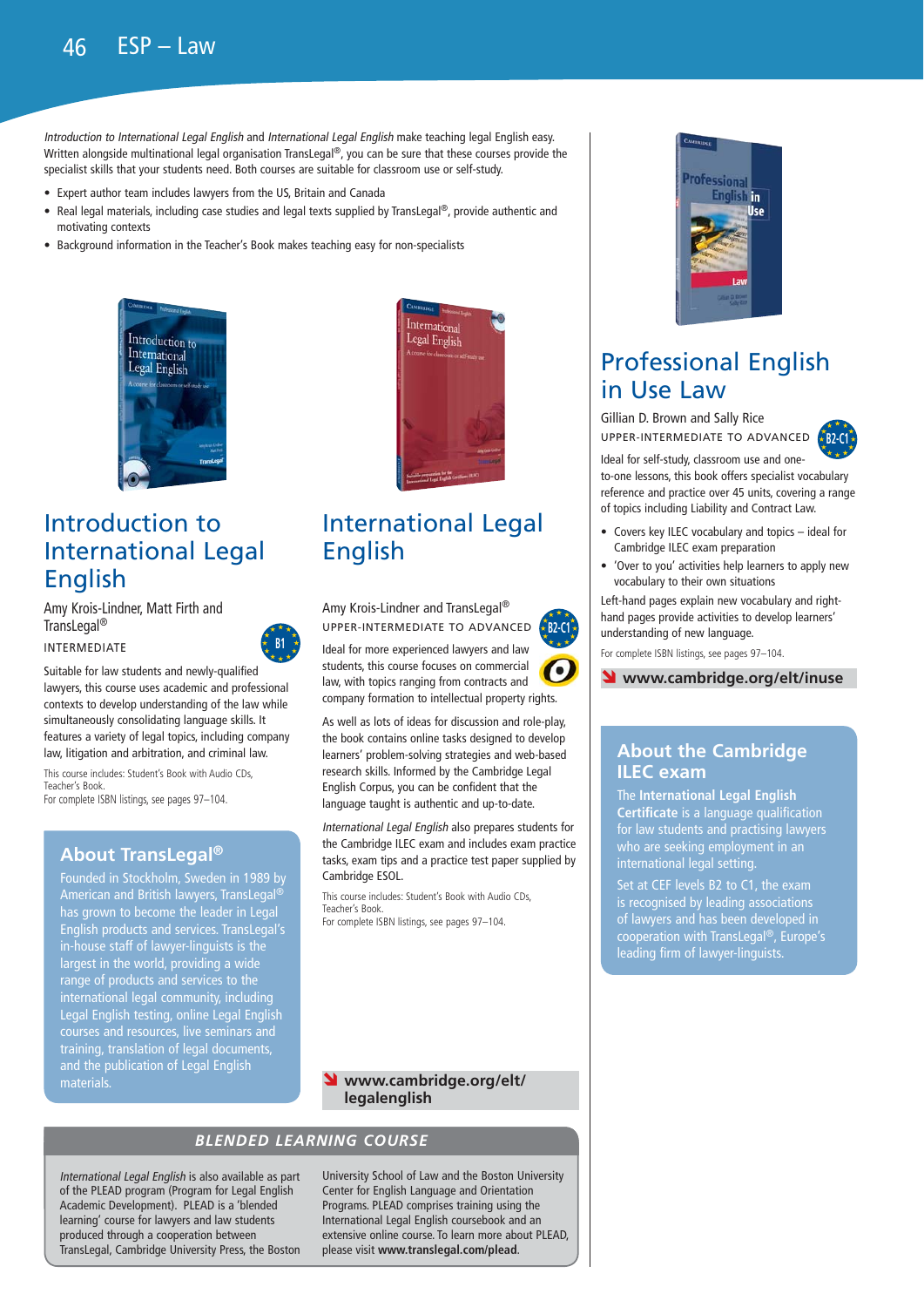# ESP – Law

*Introduction to International Legal English* and *International Legal English* make teaching legal English easy. Written alongside multinational legal organisation TransLegal®, you can be sure that these courses provide the specialist skills that your students need. Both courses are suitable for classroom use or self-study.

- Expert author team includes lawyers from the US, Britain and Canada
- Real legal materials, including case studies and legal texts supplied by TransLegal®, provide authentic and motivating contexts
- Background information in the Teacher's Book makes teaching easy for non-specialists

## Introduction to International Legal English

Amy Krois-Lindner, Matt Firth and TransLegal®

INTERMEDIATE

B1

Suitable for law students and newly-qualified lawyers, this course uses academic and professional contexts to develop understanding of the law while simultaneously consolidating language skills. It features a variety of legal topics, including company law, litigation and arbitration, and criminal law.

This course includes: Student's Book with Audio CDs, Teacher's Book.
For complete ISBN listings, see pages 97–104.

### About TransLegal®

Founded in Stockholm, Sweden in 1989 by American and British lawyers, TransLegal® has grown to become the leader in Legal English products and services. TransLegal's in-house staff of lawyer-linguists is the largest in the world, providing a wide range of products and services to the international legal community, including Legal English testing, online Legal English courses and resources, live seminars and training, translation of legal documents, and the publication of Legal English materials.

## International Legal English

Amy Krois-Lindner and TransLegal®

UPPER-INTERMEDIATE TO ADVANCED

B2-C1

Ideal for more experienced lawyers and law students, this course focuses on commercial law, with topics ranging from contracts and company formation to intellectual property rights.

As well as lots of ideas for discussion and role-play, the book contains online tasks designed to develop learners' problem-solving strategies and web-based research skills. Informed by the Cambridge Legal English Corpus, you can be confident that the language taught is authentic and up-to-date.

*International Legal English* also prepares students for the Cambridge ILEC exam and includes exam practice tasks, exam tips and a practice test paper supplied by Cambridge ESOL.

This course includes: Student's Book with Audio CDs, Teacher's Book.
For complete ISBN listings, see pages 97–104.

**www.cambridge.org/elt/legalenglish**

### BLENDED LEARNING COURSE

*International Legal English* is also available as part of the PLEAD program (Program for Legal English Academic Development). PLEAD is a 'blended learning' course for lawyers and law students produced through a cooperation between TransLegal, Cambridge University Press, the Boston University School of Law and the Boston University Center for English Language and Orientation Programs. PLEAD comprises training using the International Legal English coursebook and an extensive online course. To learn more about PLEAD, please visit **www.translegal.com/plead**.

## Professional English in Use Law

Gillian D. Brown and Sally Rice

UPPER-INTERMEDIATE TO ADVANCED

B2-C1

Ideal for self-study, classroom use and one-to-one lessons, this book offers specialist vocabulary reference and practice over 45 units, covering a range of topics including Liability and Contract Law.

- Covers key ILEC vocabulary and topics – ideal for Cambridge ILEC exam preparation
- 'Over to you' activities help learners to apply new vocabulary to their own situations

Left-hand pages explain new vocabulary and right-hand pages provide activities to develop learners' understanding of new language.

For complete ISBN listings, see pages 97–104.

**www.cambridge.org/elt/inuse**

### About the Cambridge ILEC exam

The **International Legal English Certificate** is a language qualification for law students and practising lawyers who are seeking employment in an international legal setting.

Set at CEF levels B2 to C1, the exam is recognised by leading associations of lawyers and has been developed in cooperation with TransLegal®, Europe's leading firm of lawyer-linguists.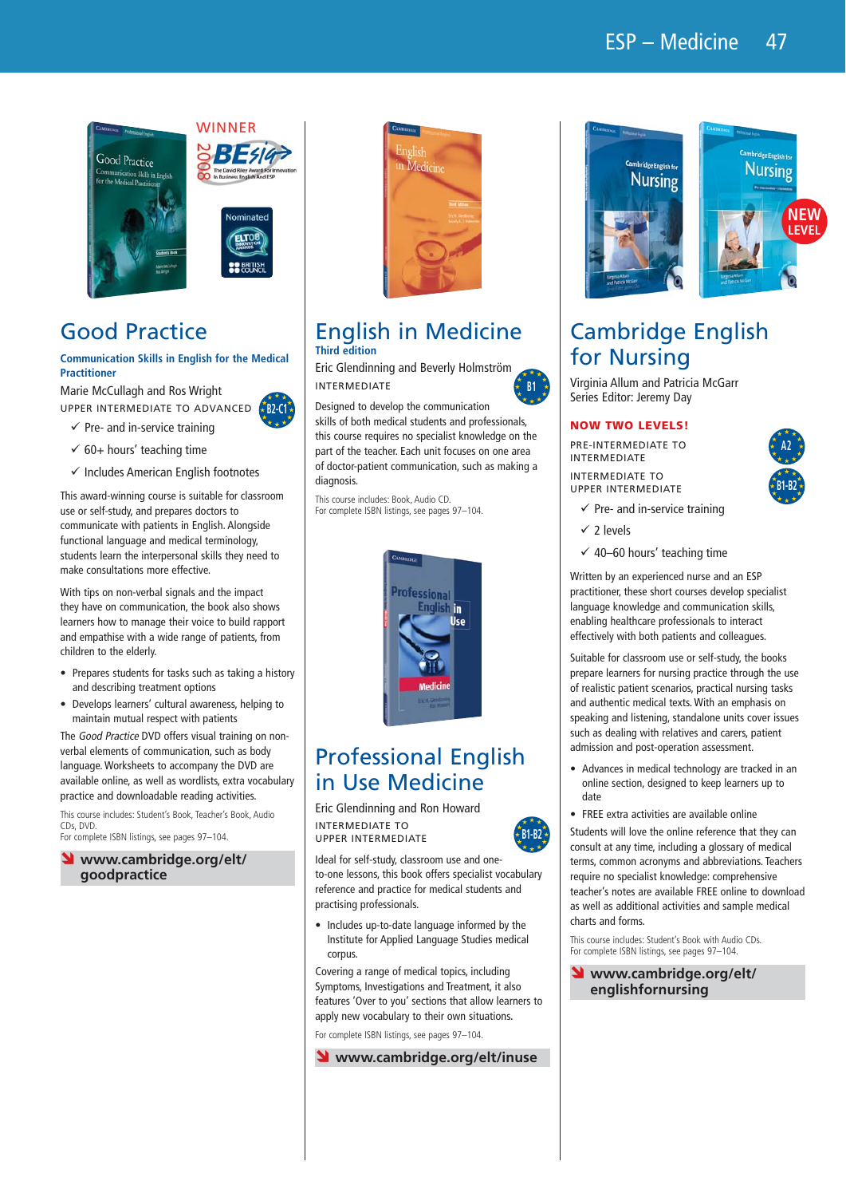WINNER

BESIG 2008 – The David Riley Award for Innovation in Business English and ESP

Nominated – ELTons Innovation Awards – British Council

## Good Practice

### Communication Skills in English for the Medical Practitioner

Marie McCullagh and Ros Wright

UPPER INTERMEDIATE TO ADVANCED B2-C1

- ✓ Pre- and in-service training
- ✓ 60+ hours' teaching time
- ✓ Includes American English footnotes

This award-winning course is suitable for classroom use or self-study, and prepares doctors to communicate with patients in English. Alongside functional language and medical terminology, students learn the interpersonal skills they need to make consultations more effective.

With tips on non-verbal signals and the impact they have on communication, the book also shows learners how to manage their voice to build rapport and empathise with a wide range of patients, from children to the elderly.

- Prepares students for tasks such as taking a history and describing treatment options
- Develops learners' cultural awareness, helping to maintain mutual respect with patients

The *Good Practice* DVD offers visual training on non-verbal elements of communication, such as body language. Worksheets to accompany the DVD are available online, as well as wordlists, extra vocabulary practice and downloadable reading activities.

This course includes: Student's Book, Teacher's Book, Audio CDs, DVD.
For complete ISBN listings, see pages 97–104.

**www.cambridge.org/elt/goodpractice**

## English in Medicine

### Third edition

Eric Glendinning and Beverly Holmström

INTERMEDIATE B1

Designed to develop the communication skills of both medical students and professionals, this course requires no specialist knowledge on the part of the teacher. Each unit focuses on one area of doctor-patient communication, such as making a diagnosis.

This course includes: Book, Audio CD.
For complete ISBN listings, see pages 97–104.

## Professional English in Use Medicine

Eric Glendinning and Ron Howard

INTERMEDIATE TO UPPER INTERMEDIATE B1-B2

Ideal for self-study, classroom use and one-to-one lessons, this book offers specialist vocabulary reference and practice for medical students and practising professionals.

- Includes up-to-date language informed by the Institute for Applied Language Studies medical corpus.

Covering a range of medical topics, including Symptoms, Investigations and Treatment, it also features 'Over to you' sections that allow learners to apply new vocabulary to their own situations.

For complete ISBN listings, see pages 97–104.

**www.cambridge.org/elt/inuse**

NEW LEVEL

## Cambridge English for Nursing

Virginia Allum and Patricia McGarr
Series Editor: Jeremy Day

**NOW TWO LEVELS!**

PRE-INTERMEDIATE TO INTERMEDIATE A2

INTERMEDIATE TO UPPER INTERMEDIATE B1-B2

- ✓ Pre- and in-service training
- ✓ 2 levels
- ✓ 40–60 hours' teaching time

Written by an experienced nurse and an ESP practitioner, these short courses develop specialist language knowledge and communication skills, enabling healthcare professionals to interact effectively with both patients and colleagues.

Suitable for classroom use or self-study, the books prepare learners for nursing practice through the use of realistic patient scenarios, practical nursing tasks and authentic medical texts. With an emphasis on speaking and listening, standalone units cover issues such as dealing with relatives and carers, patient admission and post-operation assessment.

- Advances in medical technology are tracked in an online section, designed to keep learners up to date
- FREE extra activities are available online

Students will love the online reference that they can consult at any time, including a glossary of medical terms, common acronyms and abbreviations. Teachers require no specialist knowledge: comprehensive teacher's notes are available FREE online to download as well as additional activities and sample medical charts and forms.

This course includes: Student's Book with Audio CDs.
For complete ISBN listings, see pages 97–104.

**www.cambridge.org/elt/englishfornursing**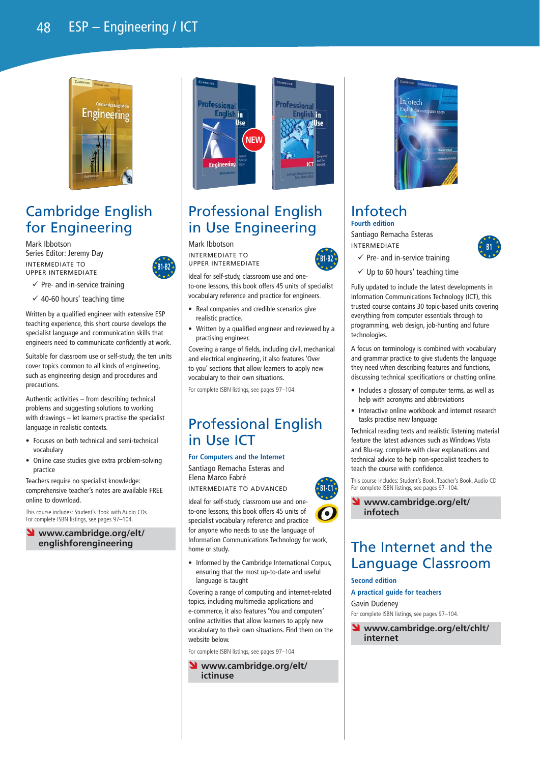# ESP – Engineering / ICT

## Cambridge English for Engineering

Mark Ibbotson
Series Editor: Jeremy Day
INTERMEDIATE TO UPPER INTERMEDIATE

B1-B2

✓ Pre- and in-service training
✓ 40-60 hours' teaching time

Written by a qualified engineer with extensive ESP teaching experience, this short course develops the specialist language and communication skills that engineers need to communicate confidently at work.

Suitable for classroom use or self-study, the ten units cover topics common to all kinds of engineering, such as engineering design and procedures and precautions.

Authentic activities – from describing technical problems and suggesting solutions to working with drawings – let learners practise the specialist language in realistic contexts.

- Focuses on both technical and semi-technical vocabulary
- Online case studies give extra problem-solving practice

Teachers require no specialist knowledge: comprehensive teacher's notes are available FREE online to download.

This course includes: Student's Book with Audio CDs.
For complete ISBN listings, see pages 97–104.

**www.cambridge.org/elt/englishforengineering**

## Professional English in Use Engineering

NEW

Mark Ibbotson
INTERMEDIATE TO UPPER INTERMEDIATE

B1-B2

Ideal for self-study, classroom use and one-to-one lessons, this book offers 45 units of specialist vocabulary reference and practice for engineers.

- Real companies and credible scenarios give realistic practice.
- Written by a qualified engineer and reviewed by a practising engineer.

Covering a range of fields, including civil, mechanical and electrical engineering, it also features 'Over to you' sections that allow learners to apply new vocabulary to their own situations.

For complete ISBN listings, see pages 97–104.

## Professional English in Use ICT

**For Computers and the Internet**

Santiago Remacha Esteras and Elena Marco Fabré
INTERMEDIATE TO ADVANCED

B1-C1

Ideal for self-study, classroom use and one-to-one lessons, this book offers 45 units of specialist vocabulary reference and practice for anyone who needs to use the language of Information Communications Technology for work, home or study.

- Informed by the Cambridge International Corpus, ensuring that the most up-to-date and useful language is taught

Covering a range of computing and internet-related topics, including multimedia applications and e-commerce, it also features 'You and computers' online activities that allow learners to apply new vocabulary to their own situations. Find them on the website below.

For complete ISBN listings, see pages 97–104.

**www.cambridge.org/elt/ictinuse**

## Infotech

**Fourth edition**

Santiago Remacha Esteras
INTERMEDIATE

B1

✓ Pre- and in-service training
✓ Up to 60 hours' teaching time

Fully updated to include the latest developments in Information Communications Technology (ICT), this trusted course contains 30 topic-based units covering everything from computer essentials through to programming, web design, job-hunting and future technologies.

A focus on terminology is combined with vocabulary and grammar practice to give students the language they need when describing features and functions, discussing technical specifications or chatting online.

- Includes a glossary of computer terms, as well as help with acronyms and abbreviations
- Interactive online workbook and internet research tasks practise new language

Technical reading texts and realistic listening material feature the latest advances such as Windows Vista and Blu-ray, complete with clear explanations and technical advice to help non-specialist teachers to teach the course with confidence.

This course includes: Student's Book, Teacher's Book, Audio CD.
For complete ISBN listings, see pages 97–104.

**www.cambridge.org/elt/infotech**

## The Internet and the Language Classroom

**Second edition**

**A practical guide for teachers**

Gavin Dudeney
For complete ISBN listings, see pages 97–104.

**www.cambridge.org/elt/chlt/internet**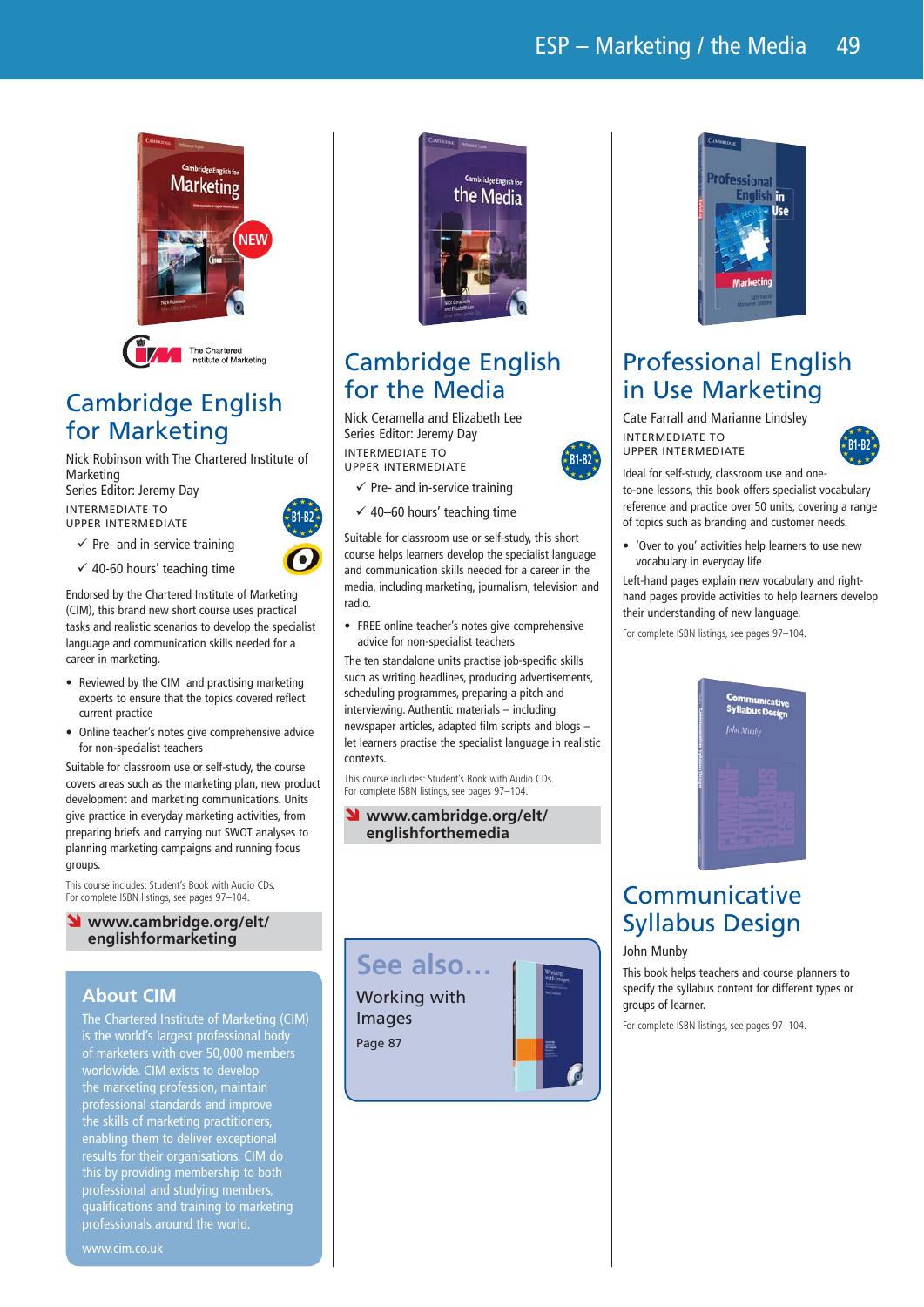## Cambridge English for Marketing

Nick Robinson with The Chartered Institute of Marketing
Series Editor: Jeremy Day

INTERMEDIATE TO UPPER INTERMEDIATE

B1-B2

✓ Pre- and in-service training
✓ 40-60 hours' teaching time

Endorsed by the Chartered Institute of Marketing (CIM), this brand new short course uses practical tasks and realistic scenarios to develop the specialist language and communication skills needed for a career in marketing.

- Reviewed by the CIM and practising marketing experts to ensure that the topics covered reflect current practice
- Online teacher's notes give comprehensive advice for non-specialist teachers

Suitable for classroom use or self-study, the course covers areas such as the marketing plan, new product development and marketing communications. Units give practice in everyday marketing activities, from preparing briefs and carrying out SWOT analyses to planning marketing campaigns and running focus groups.

This course includes: Student's Book with Audio CDs.
For complete ISBN listings, see pages 97–104.

**www.cambridge.org/elt/englishformarketing**

### About CIM

The Chartered Institute of Marketing (CIM) is the world's largest professional body of marketers with over 50,000 members worldwide. CIM exists to develop the marketing profession, maintain professional standards and improve the skills of marketing practitioners, enabling them to deliver exceptional results for their organisations. CIM do this by providing membership to both professional and studying members, qualifications and training to marketing professionals around the world.

www.cim.co.uk

## Cambridge English for the Media

Nick Ceramella and Elizabeth Lee
Series Editor: Jeremy Day

INTERMEDIATE TO UPPER INTERMEDIATE

B1-B2

✓ Pre- and in-service training
✓ 40–60 hours' teaching time

Suitable for classroom use or self-study, this short course helps learners develop the specialist language and communication skills needed for a career in the media, including marketing, journalism, television and radio.

- FREE online teacher's notes give comprehensive advice for non-specialist teachers

The ten standalone units practise job-specific skills such as writing headlines, producing advertisements, scheduling programmes, preparing a pitch and interviewing. Authentic materials – including newspaper articles, adapted film scripts and blogs – let learners practise the specialist language in realistic contexts.

This course includes: Student's Book with Audio CDs.
For complete ISBN listings, see pages 97–104.

**www.cambridge.org/elt/englishforthemedia**

### See also…

Working with Images

Page 87

## Professional English in Use Marketing

Cate Farrall and Marianne Lindsley

INTERMEDIATE TO UPPER INTERMEDIATE

B1-B2

Ideal for self-study, classroom use and one-to-one lessons, this book offers specialist vocabulary reference and practice over 50 units, covering a range of topics such as branding and customer needs.

- 'Over to you' activities help learners to use new vocabulary in everyday life

Left-hand pages explain new vocabulary and right-hand pages provide activities to help learners develop their understanding of new language.

For complete ISBN listings, see pages 97–104.

## Communicative Syllabus Design

John Munby

This book helps teachers and course planners to specify the syllabus content for different types or groups of learner.

For complete ISBN listings, see pages 97–104.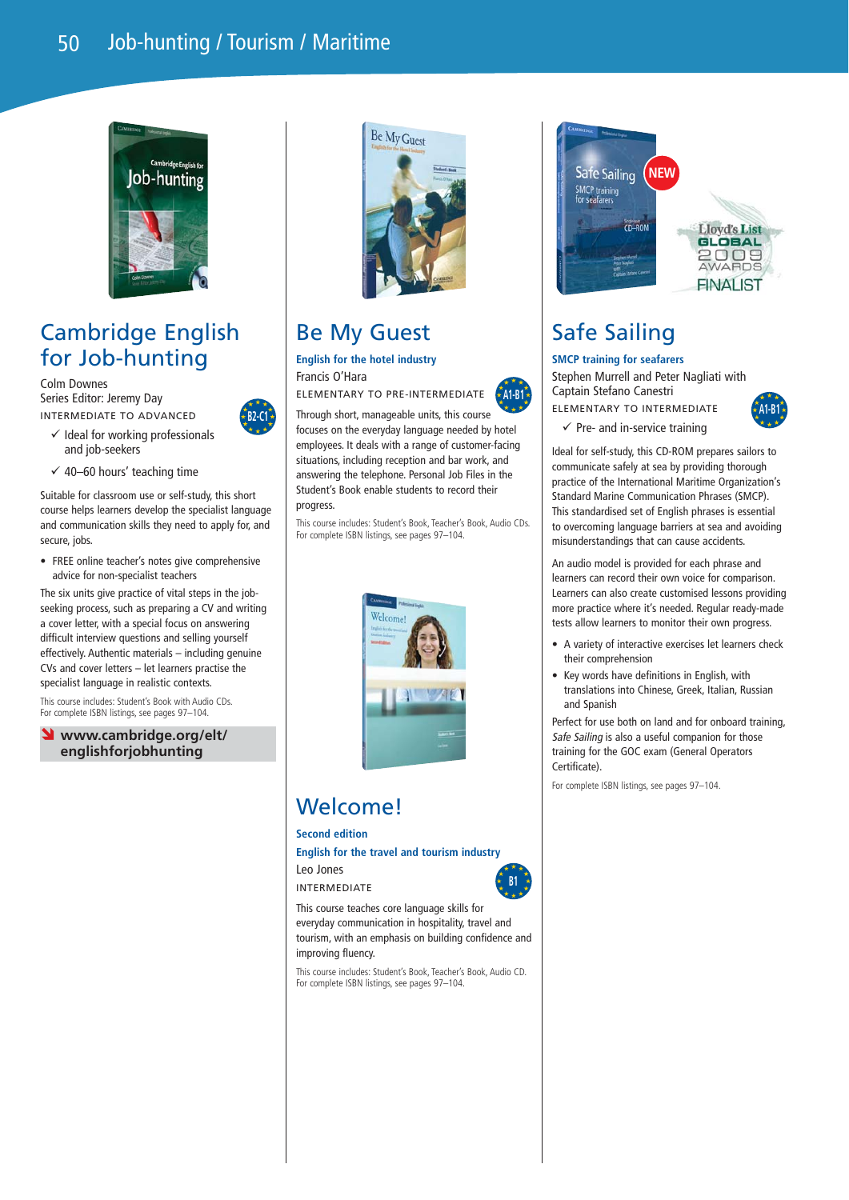## Cambridge English for Job-hunting

Colm Downes
Series Editor: Jeremy Day
INTERMEDIATE TO ADVANCED

B2-C1

✓ Ideal for working professionals and job-seekers

✓ 40–60 hours' teaching time

Suitable for classroom use or self-study, this short course helps learners develop the specialist language and communication skills they need to apply for, and secure, jobs.

- FREE online teacher's notes give comprehensive advice for non-specialist teachers

The six units give practice of vital steps in the job-seeking process, such as preparing a CV and writing a cover letter, with a special focus on answering difficult interview questions and selling yourself effectively. Authentic materials – including genuine CVs and cover letters – let learners practise the specialist language in realistic contexts.

This course includes: Student's Book with Audio CDs.
For complete ISBN listings, see pages 97–104.

**www.cambridge.org/elt/englishforjobhunting**

## Be My Guest

**English for the hotel industry**

Francis O'Hara
ELEMENTARY TO PRE-INTERMEDIATE

A1-B1

Through short, manageable units, this course focuses on the everyday language needed by hotel employees. It deals with a range of customer-facing situations, including reception and bar work, and answering the telephone. Personal Job Files in the Student's Book enable students to record their progress.

This course includes: Student's Book, Teacher's Book, Audio CDs.
For complete ISBN listings, see pages 97–104.

## Welcome!

**Second edition**

**English for the travel and tourism industry**

Leo Jones
INTERMEDIATE

B1

This course teaches core language skills for everyday communication in hospitality, travel and tourism, with an emphasis on building confidence and improving fluency.

This course includes: Student's Book, Teacher's Book, Audio CD.
For complete ISBN listings, see pages 97–104.

## Safe Sailing

NEW

Lloyd's List GLOBAL 2009 AWARDS FINALIST

**SMCP training for seafarers**

Stephen Murrell and Peter Nagliati with Captain Stefano Canestri
ELEMENTARY TO INTERMEDIATE

A1-B1

✓ Pre- and in-service training

Ideal for self-study, this CD-ROM prepares sailors to communicate safely at sea by providing thorough practice of the International Maritime Organization's Standard Marine Communication Phrases (SMCP). This standardised set of English phrases is essential to overcoming language barriers at sea and avoiding misunderstandings that can cause accidents.

An audio model is provided for each phrase and learners can record their own voice for comparison. Learners can also create customised lessons providing more practice where it's needed. Regular ready-made tests allow learners to monitor their own progress.

- A variety of interactive exercises let learners check their comprehension
- Key words have definitions in English, with translations into Chinese, Greek, Italian, Russian and Spanish

Perfect for use both on land and for onboard training, *Safe Sailing* is also a useful companion for those training for the GOC exam (General Operators Certificate).

For complete ISBN listings, see pages 97–104.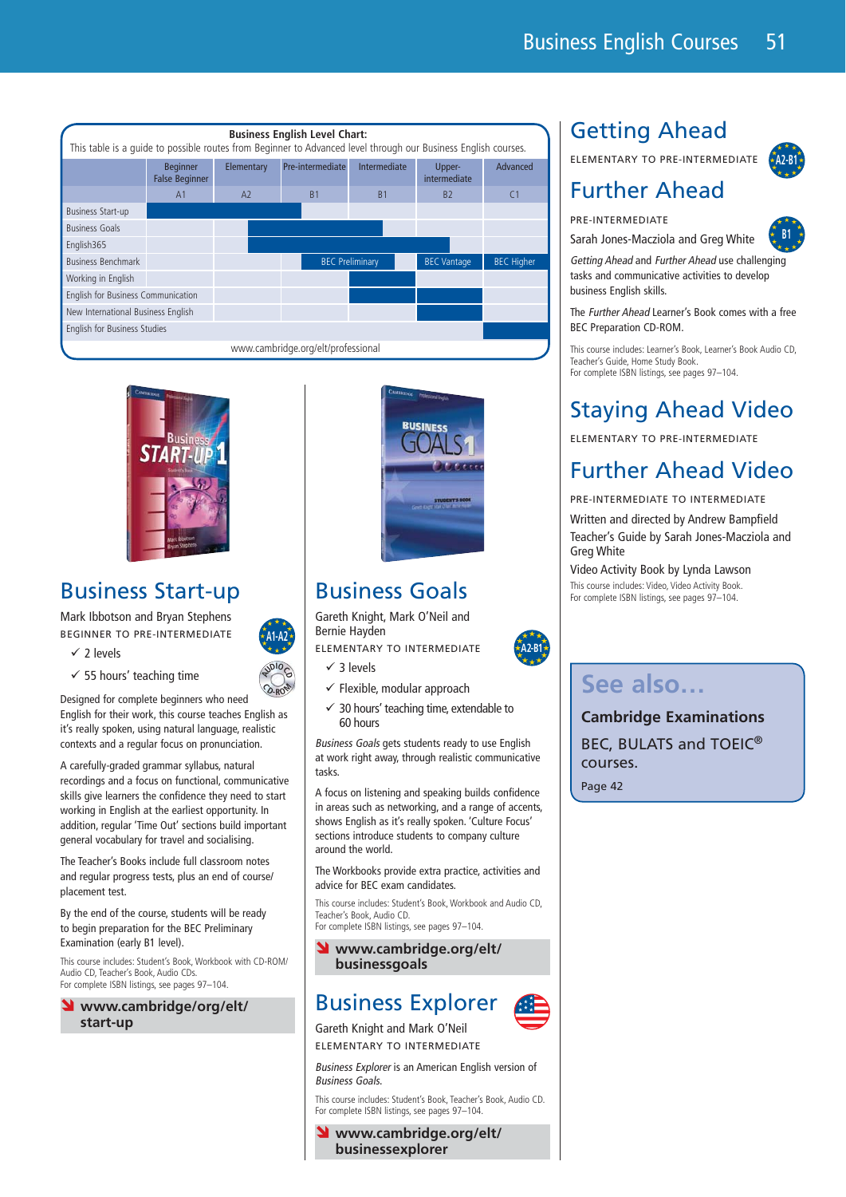**Business English Level Chart:**

This table is a guide to possible routes from Beginner to Advanced level through our Business English courses.

| | Beginner False Beginner | Elementary | Pre-intermediate | Intermediate | Upper-intermediate | Advanced |
|---|---|---|---|---|---|---|
| | A1 | A2 | B1 | B1 | B2 | C1 |
| Business Start-up | ■ | ■ | ■ | | | |
| Business Goals | | ■ | ■ | ■ | | |
| English365 | | ■ | ■ | ■ | ■ | |
| Business Benchmark | | | BEC Preliminary | BEC Preliminary | BEC Vantage | BEC Higher |
| Working in English | | | | ■ | | |
| English for Business Communication | | | | ■ | ■ | |
| New International Business English | | | | | ■ | |
| English for Business Studies | | | | | | ■ |

www.cambridge.org/elt/professional

## Business Start-up

Mark Ibbotson and Bryan Stephens

BEGINNER TO PRE-INTERMEDIATE

A1-A2

AUDIO CD CD-ROM

- ✓ 2 levels
- ✓ 55 hours' teaching time

Designed for complete beginners who need English for their work, this course teaches English as it's really spoken, using natural language, realistic contexts and a regular focus on pronunciation.

A carefully-graded grammar syllabus, natural recordings and a focus on functional, communicative skills give learners the confidence they need to start working in English at the earliest opportunity. In addition, regular 'Time Out' sections build important general vocabulary for travel and socialising.

The Teacher's Books include full classroom notes and regular progress tests, plus an end of course/placement test.

By the end of the course, students will be ready to begin preparation for the BEC Preliminary Examination (early B1 level).

This course includes: Student's Book, Workbook with CD-ROM/Audio CD, Teacher's Book, Audio CDs.
For complete ISBN listings, see pages 97–104.

**www.cambridge/org/elt/start-up**

## Business Goals

Gareth Knight, Mark O'Neil and Bernie Hayden

ELEMENTARY TO INTERMEDIATE

A2-B1

- ✓ 3 levels
- ✓ Flexible, modular approach
- ✓ 30 hours' teaching time, extendable to 60 hours

*Business Goals* gets students ready to use English at work right away, through realistic communicative tasks.

A focus on listening and speaking builds confidence in areas such as networking, and a range of accents, shows English as it's really spoken. 'Culture Focus' sections introduce students to company culture around the world.

The Workbooks provide extra practice, activities and advice for BEC exam candidates.

This course includes: Student's Book, Workbook and Audio CD, Teacher's Book, Audio CD.
For complete ISBN listings, see pages 97–104.

**www.cambridge.org/elt/businessgoals**

## Business Explorer

Gareth Knight and Mark O'Neil

ELEMENTARY TO INTERMEDIATE

*Business Explorer* is an American English version of *Business Goals*.

This course includes: Student's Book, Teacher's Book, Audio CD.
For complete ISBN listings, see pages 97–104.

**www.cambridge.org/elt/businessexplorer**

## Getting Ahead

ELEMENTARY TO PRE-INTERMEDIATE

A2-B1

## Further Ahead

PRE-INTERMEDIATE

B1

Sarah Jones-Macziola and Greg White

*Getting Ahead* and *Further Ahead* use challenging tasks and communicative activities to develop business English skills.

The *Further Ahead* Learner's Book comes with a free BEC Preparation CD-ROM.

This course includes: Learner's Book, Learner's Book Audio CD, Teacher's Guide, Home Study Book.
For complete ISBN listings, see pages 97–104.

## Staying Ahead Video

ELEMENTARY TO PRE-INTERMEDIATE

## Further Ahead Video

PRE-INTERMEDIATE TO INTERMEDIATE

Written and directed by Andrew Bampfield

Teacher's Guide by Sarah Jones-Macziola and Greg White

Video Activity Book by Lynda Lawson

This course includes: Video, Video Activity Book.
For complete ISBN listings, see pages 97–104.

## See also…

**Cambridge Examinations**

BEC, BULATS and TOEIC® courses.

Page 42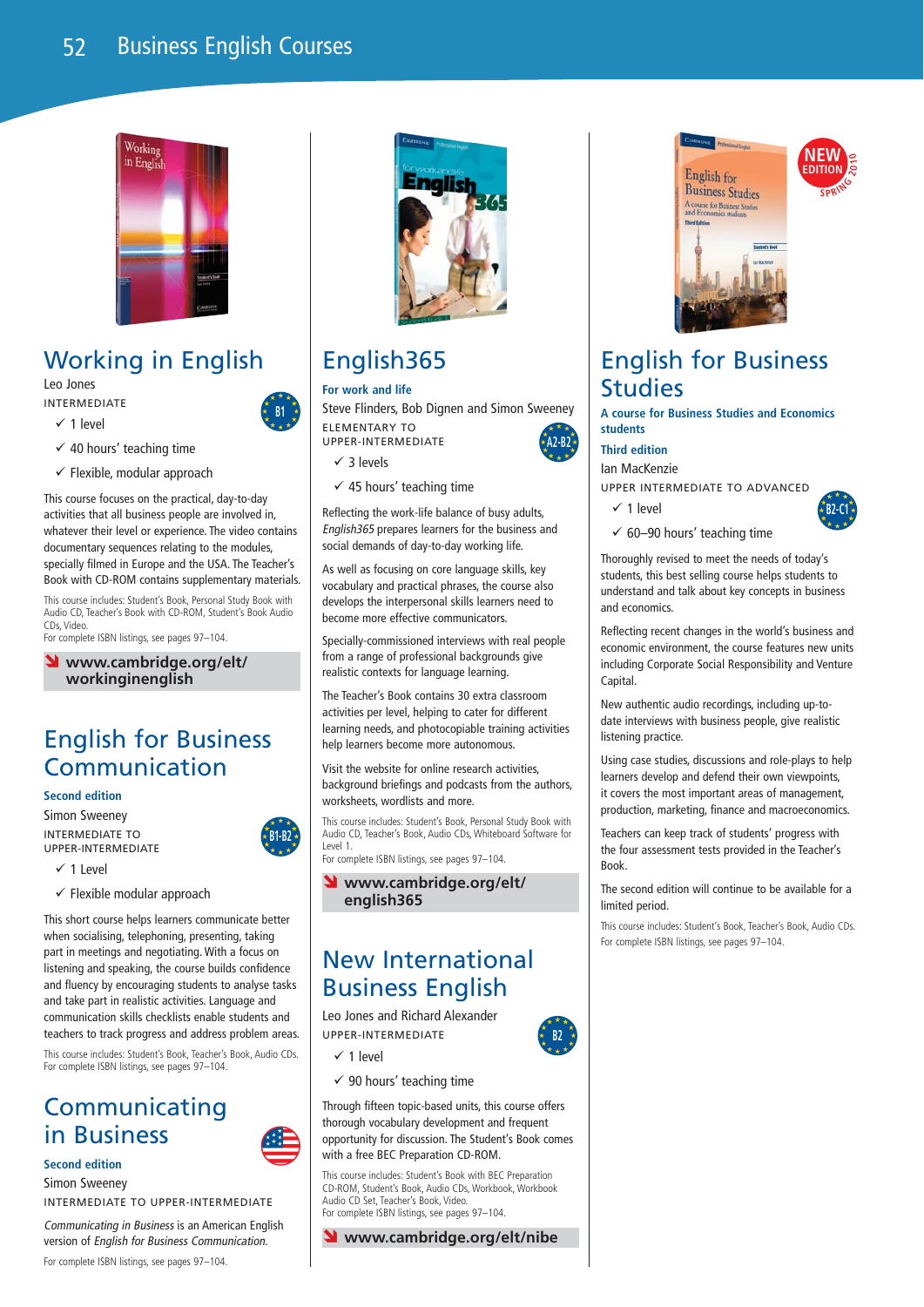# Business English Courses

## Working in English

Leo Jones

INTERMEDIATE

B1

- ✓ 1 level
- ✓ 40 hours' teaching time
- ✓ Flexible, modular approach

This course focuses on the practical, day-to-day activities that all business people are involved in, whatever their level or experience. The video contains documentary sequences relating to the modules, specially filmed in Europe and the USA. The Teacher's Book with CD-ROM contains supplementary materials.

This course includes: Student's Book, Personal Study Book with Audio CD, Teacher's Book with CD-ROM, Student's Book Audio CDs, Video.
For complete ISBN listings, see pages 97–104.

**www.cambridge.org/elt/workinginenglish**

## English for Business Communication

**Second edition**

Simon Sweeney

INTERMEDIATE TO UPPER-INTERMEDIATE

B1-B2

- ✓ 1 Level
- ✓ Flexible modular approach

This short course helps learners communicate better when socialising, telephoning, presenting, taking part in meetings and negotiating. With a focus on listening and speaking, the course builds confidence and fluency by encouraging students to analyse tasks and take part in realistic activities. Language and communication skills checklists enable students and teachers to track progress and address problem areas.

This course includes: Student's Book, Teacher's Book, Audio CDs.
For complete ISBN listings, see pages 97–104.

## Communicating in Business

**Second edition**

Simon Sweeney

INTERMEDIATE TO UPPER-INTERMEDIATE

*Communicating in Business* is an American English version of *English for Business Communication*.

For complete ISBN listings, see pages 97–104.

## English365

**For work and life**

Steve Flinders, Bob Dignen and Simon Sweeney

ELEMENTARY TO UPPER-INTERMEDIATE

A2-B2

- ✓ 3 levels
- ✓ 45 hours' teaching time

Reflecting the work-life balance of busy adults, *English365* prepares learners for the business and social demands of day-to-day working life.

As well as focusing on core language skills, key vocabulary and practical phrases, the course also develops the interpersonal skills learners need to become more effective communicators.

Specially-commissioned interviews with real people from a range of professional backgrounds give realistic contexts for language learning.

The Teacher's Book contains 30 extra classroom activities per level, helping to cater for different learning needs, and photocopiable training activities help learners become more autonomous.

Visit the website for online research activities, background briefings and podcasts from the authors, worksheets, wordlists and more.

This course includes: Student's Book, Personal Study Book with Audio CD, Teacher's Book, Audio CDs, Whiteboard Software for Level 1.
For complete ISBN listings, see pages 97–104.

**www.cambridge.org/elt/english365**

## New International Business English

Leo Jones and Richard Alexander

UPPER-INTERMEDIATE

B2

- ✓ 1 level
- ✓ 90 hours' teaching time

Through fifteen topic-based units, this course offers thorough vocabulary development and frequent opportunity for discussion. The Student's Book comes with a free BEC Preparation CD-ROM.

This course includes: Student's Book with BEC Preparation CD-ROM, Student's Book, Audio CDs, Workbook, Workbook Audio CD Set, Teacher's Book, Video.
For complete ISBN listings, see pages 97–104.

**www.cambridge.org/elt/nibe**

## English for Business Studies

NEW EDITION SPRING 2010

**A course for Business Studies and Economics students**

**Third edition**

Ian MacKenzie

UPPER INTERMEDIATE TO ADVANCED

B2-C1

- ✓ 1 level
- ✓ 60–90 hours' teaching time

Thoroughly revised to meet the needs of today's students, this best selling course helps students to understand and talk about key concepts in business and economics.

Reflecting recent changes in the world's business and economic environment, the course features new units including Corporate Social Responsibility and Venture Capital.

New authentic audio recordings, including up-to-date interviews with business people, give realistic listening practice.

Using case studies, discussions and role-plays to help learners develop and defend their own viewpoints, it covers the most important areas of management, production, marketing, finance and macroeconomics.

Teachers can keep track of students' progress with the four assessment tests provided in the Teacher's Book.

The second edition will continue to be available for a limited period.

This course includes: Student's Book, Teacher's Book, Audio CDs.
For complete ISBN listings, see pages 97–104.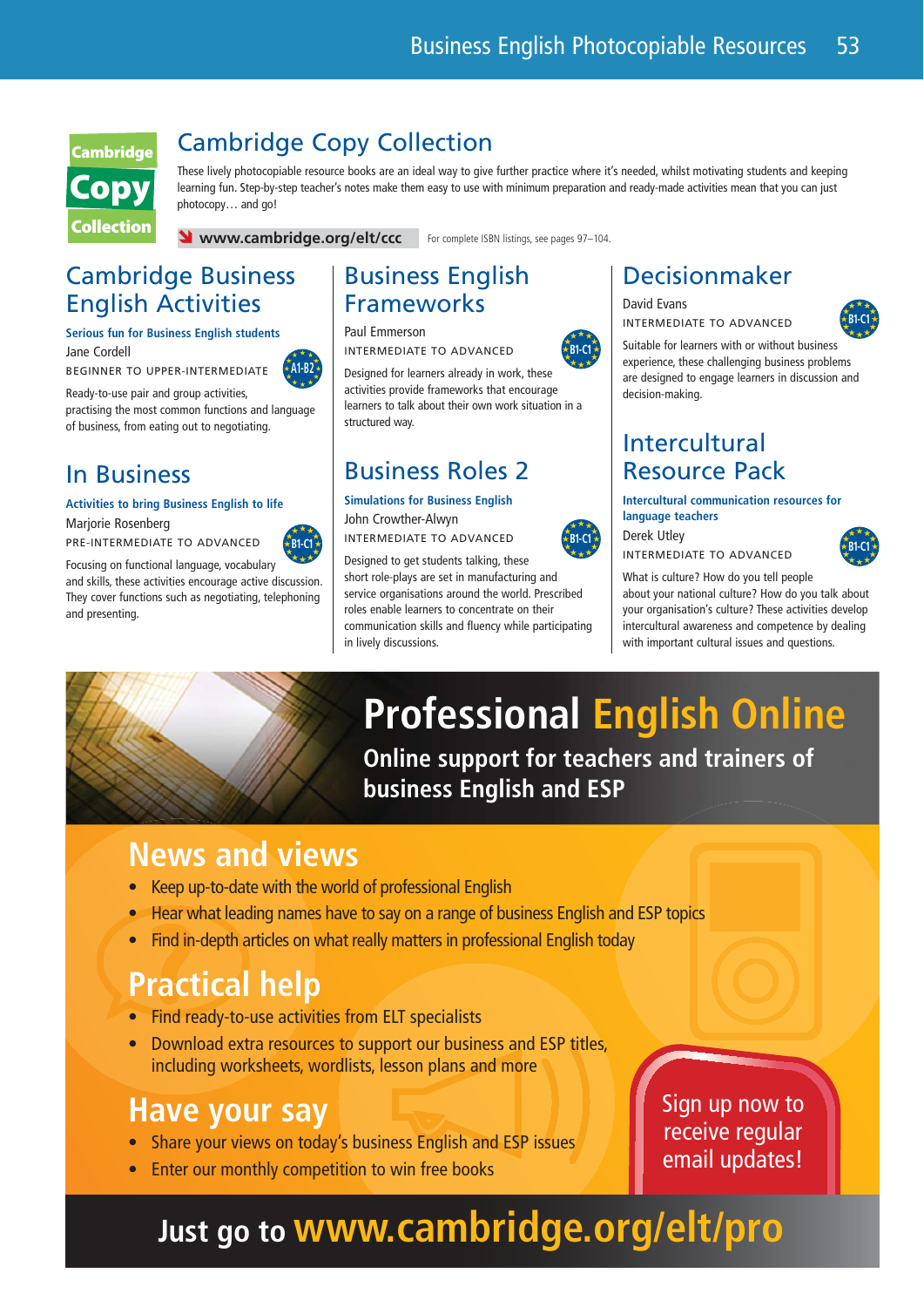# Cambridge Copy Collection

These lively photocopiable resource books are an ideal way to give further practice where it's needed, whilst motivating students and keeping learning fun. Step-by-step teacher's notes make them easy to use with minimum preparation and ready-made activities mean that you can just photocopy… and go!

www.cambridge.org/elt/ccc

For complete ISBN listings, see pages 97–104.

## Cambridge Business English Activities

**Serious fun for Business English students**

Jane Cordell

BEGINNER TO UPPER-INTERMEDIATE — A1-B2

Ready-to-use pair and group activities, practising the most common functions and language of business, from eating out to negotiating.

## In Business

**Activities to bring Business English to life**

Marjorie Rosenberg

PRE-INTERMEDIATE TO ADVANCED — B1-C1

Focusing on functional language, vocabulary and skills, these activities encourage active discussion. They cover functions such as negotiating, telephoning and presenting.

## Business English Frameworks

Paul Emmerson

INTERMEDIATE TO ADVANCED — B1-C1

Designed for learners already in work, these activities provide frameworks that encourage learners to talk about their own work situation in a structured way.

## Business Roles 2

**Simulations for Business English**

John Crowther-Alwyn

INTERMEDIATE TO ADVANCED — B1-C1

Designed to get students talking, these short role-plays are set in manufacturing and service organisations around the world. Prescribed roles enable learners to concentrate on their communication skills and fluency while participating in lively discussions.

## Decisionmaker

David Evans

INTERMEDIATE TO ADVANCED — B1-C1

Suitable for learners with or without business experience, these challenging business problems are designed to engage learners in discussion and decision-making.

## Intercultural Resource Pack

**Intercultural communication resources for language teachers**

Derek Utley

INTERMEDIATE TO ADVANCED — B1-C1

What is culture? How do you tell people about your national culture? How do you talk about your organisation's culture? These activities develop intercultural awareness and competence by dealing with important cultural issues and questions.

# Professional English Online

**Online support for teachers and trainers of business English and ESP**

## News and views

- Keep up-to-date with the world of professional English
- Hear what leading names have to say on a range of business English and ESP topics
- Find in-depth articles on what really matters in professional English today

## Practical help

- Find ready-to-use activities from ELT specialists
- Download extra resources to support our business and ESP titles, including worksheets, wordlists, lesson plans and more

## Have your say

- Share your views on today's business English and ESP issues
- Enter our monthly competition to win free books

Sign up now to receive regular email updates!

**Just go to www.cambridge.org/elt/pro**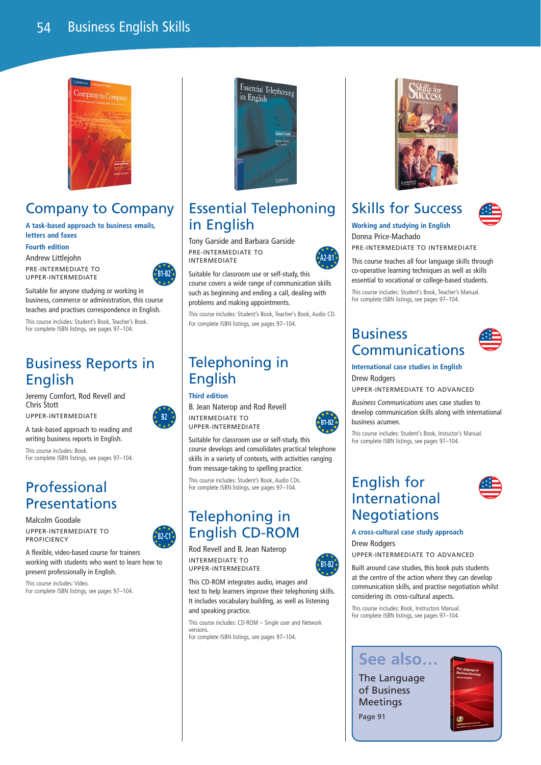# Business English Skills

## Company to Company

**A task-based approach to business emails, letters and faxes**

**Fourth edition**

Andrew Littlejohn

PRE-INTERMEDIATE TO UPPER-INTERMEDIATE

B1-B2

Suitable for anyone studying or working in business, commerce or administration, this course teaches and practises correspondence in English.

This course includes: Student's Book, Teacher's Book.
For complete ISBN listings, see pages 97–104.

## Business Reports in English

Jeremy Comfort, Rod Revell and Chris Stott

UPPER-INTERMEDIATE

B2

A task-based approach to reading and writing business reports in English.

This course includes: Book.
For complete ISBN listings, see pages 97–104.

## Professional Presentations

Malcolm Goodale

UPPER-INTERMEDIATE TO PROFICIENCY

B2-C1

A flexible, video-based course for trainers working with students who want to learn how to present professionally in English.

This course includes: Video.
For complete ISBN listings, see pages 97–104.

## Essential Telephoning in English

Tony Garside and Barbara Garside

PRE-INTERMEDIATE TO INTERMEDIATE

A2-B1

Suitable for classroom use or self-study, this course covers a wide range of communication skills such as beginning and ending a call, dealing with problems and making appointments.

This course includes: Student's Book, Teacher's Book, Audio CD.
For complete ISBN listings, see pages 97–104.

## Telephoning in English

**Third edition**

B. Jean Naterop and Rod Revell

INTERMEDIATE TO UPPER-INTERMEDIATE

B1-B2

Suitable for classroom use or self-study, this course develops and consolidates practical telephone skills in a variety of contexts, with activities ranging from message-taking to spelling practice.

This course includes: Student's Book, Audio CDs.
For complete ISBN listings, see pages 97–104.

## Telephoning in English CD-ROM

Rod Revell and B. Jean Naterop

INTERMEDIATE TO UPPER-INTERMEDIATE

B1-B2

This CD-ROM integrates audio, images and text to help learners improve their telephoning skills. It includes vocabulary building, as well as listening and speaking practice.

This course includes: CD-ROM – Single user and Network versions.
For complete ISBN listings, see pages 97–104.

## Skills for Success

**Working and studying in English**

Donna Price-Machado

PRE-INTERMEDIATE TO INTERMEDIATE

This course teaches all four language skills through co-operative learning techniques as well as skills essential to vocational or college-based students.

This course includes: Student's Book, Teacher's Manual.
For complete ISBN listings, see pages 97–104.

## Business Communications

**International case studies in English**

Drew Rodgers

UPPER-INTERMEDIATE TO ADVANCED

*Business Communications* uses case studies to develop communication skills along with international business acumen.

This course includes: Student's Book, Instuctor's Manual.
For complete ISBN listings, see pages 97–104.

## English for International Negotiations

**A cross-cultural case study approach**

Drew Rodgers

UPPER-INTERMEDIATE TO ADVANCED

Built around case studies, this book puts students at the centre of the action where they can develop communication skills, and practise negotiation whilst considering its cross-cultural aspects.

This course includes: Book, Instructors Manual.
For complete ISBN listings, see pages 97–104.

### See also…

The Language of Business Meetings

Page 91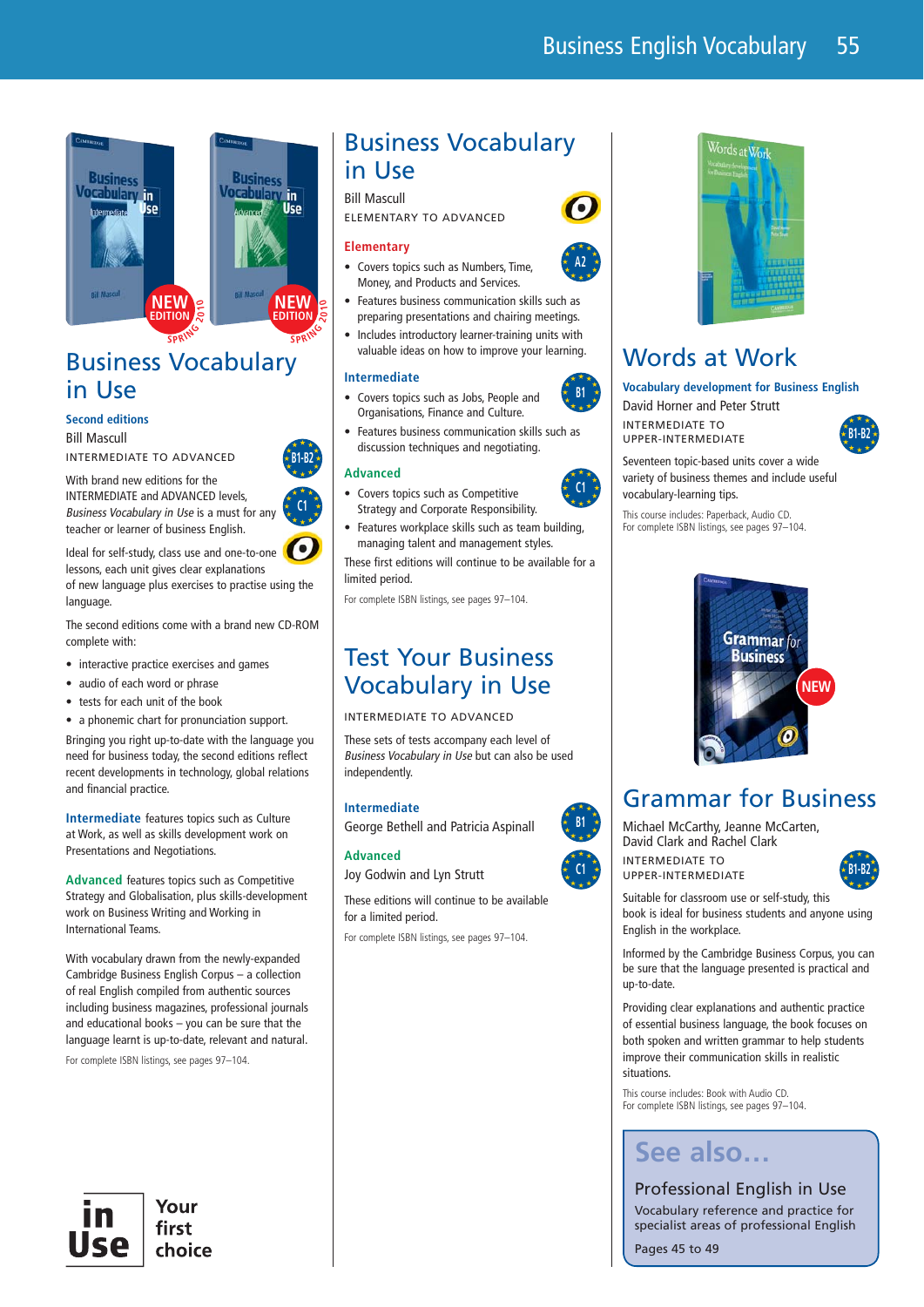## Business Vocabulary in Use

### Second editions

Bill Mascull

INTERMEDIATE TO ADVANCED

B1-B2 C1

With brand new editions for the INTERMEDIATE and ADVANCED levels, *Business Vocabulary in Use* is a must for any teacher or learner of business English.

Ideal for self-study, class use and one-to-one lessons, each unit gives clear explanations of new language plus exercises to practise using the language.

The second editions come with a brand new CD-ROM complete with:

- interactive practice exercises and games
- audio of each word or phrase
- tests for each unit of the book
- a phonemic chart for pronunciation support.

Bringing you right up-to-date with the language you need for business today, the second editions reflect recent developments in technology, global relations and financial practice.

**Intermediate** features topics such as Culture at Work, as well as skills development work on Presentations and Negotiations.

**Advanced** features topics such as Competitive Strategy and Globalisation, plus skills-development work on Business Writing and Working in International Teams.

With vocabulary drawn from the newly-expanded Cambridge Business English Corpus – a collection of real English compiled from authentic sources including business magazines, professional journals and educational books – you can be sure that the language learnt is up-to-date, relevant and natural.

For complete ISBN listings, see pages 97–104.

**in Use** Your first choice

## Business Vocabulary in Use

Bill Mascull

ELEMENTARY TO ADVANCED

### Elementary

A2

- Covers topics such as Numbers, Time, Money, and Products and Services.
- Features business communication skills such as preparing presentations and chairing meetings.
- Includes introductory learner-training units with valuable ideas on how to improve your learning.

### Intermediate

B1

- Covers topics such as Jobs, People and Organisations, Finance and Culture.
- Features business communication skills such as discussion techniques and negotiating.

### Advanced

C1

- Covers topics such as Competitive Strategy and Corporate Responsibility.
- Features workplace skills such as team building, managing talent and management styles.

These first editions will continue to be available for a limited period.

For complete ISBN listings, see pages 97–104.

## Test Your Business Vocabulary in Use

INTERMEDIATE TO ADVANCED

These sets of tests accompany each level of *Business Vocabulary in Use* but can also be used independently.

### Intermediate

B1

George Bethell and Patricia Aspinall

### Advanced

C1

Joy Godwin and Lyn Strutt

These editions will continue to be available for a limited period.

For complete ISBN listings, see pages 97–104.

## Words at Work

### Vocabulary development for Business English

David Horner and Peter Strutt

INTERMEDIATE TO UPPER-INTERMEDIATE

B1-B2

Seventeen topic-based units cover a wide variety of business themes and include useful vocabulary-learning tips.

This course includes: Paperback, Audio CD.
For complete ISBN listings, see pages 97–104.

## Grammar for Business

Michael McCarthy, Jeanne McCarten, David Clark and Rachel Clark

INTERMEDIATE TO UPPER-INTERMEDIATE

B1-B2

Suitable for classroom use or self-study, this book is ideal for business students and anyone using English in the workplace.

Informed by the Cambridge Business Corpus, you can be sure that the language presented is practical and up-to-date.

Providing clear explanations and authentic practice of essential business language, the book focuses on both spoken and written grammar to help students improve their communication skills in realistic situations.

This course includes: Book with Audio CD.
For complete ISBN listings, see pages 97–104.

## See also…

**Professional English in Use**

Vocabulary reference and practice for specialist areas of professional English

Pages 45 to 49